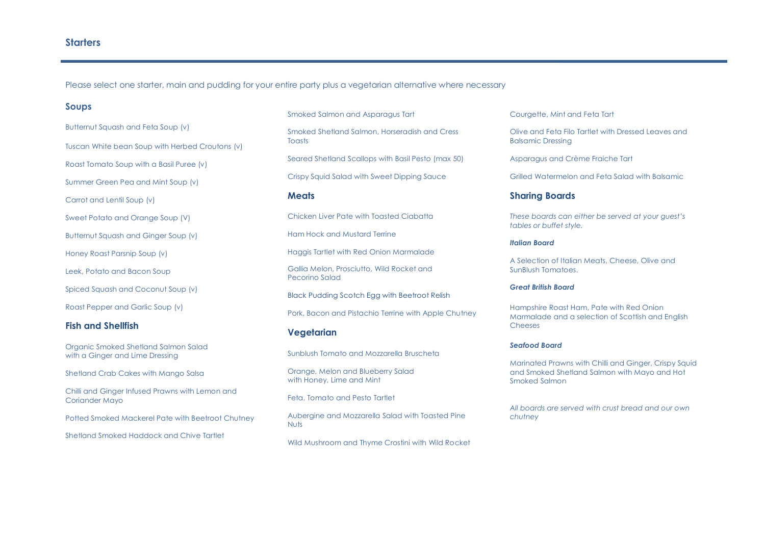# Starters

Please select one starter, main and pudding for your entire party plus a vegetarian alternative where necessary

## Soups

Butternut Squash and Feta Soup (v)

Tuscan White bean Soup with Herbed Croutons (v)

Roast Tomato Soup with a Basil Puree (v)

Summer Green Pea and Mint Soup (v)

Carrot and Lentil Soup (v)

Sweet Potato and Orange Soup (V)

Butternut Squash and Ginger Soup (v)

Honey Roast Parsnip Soup (v)

Leek, Potato and Bacon Soup

Spiced Squash and Coconut Soup (v)

Roast Pepper and Garlic Soup (v)

## Fish and Shellfish

Organic Smoked Shetland Salmon Salad with a Ginger and Lime Dressing

Shetland Crab Cakes with Mango Salsa

Chilli and Ginger Infused Prawns with Lemon and Coriander Mayo

Potted Smoked Mackerel Pate with Beetroot Chutney

Shetland Smoked Haddock and Chive Tartlet

Smoked Salmon and Asparagus Tart

Smoked Shetland Salmon, Horseradish and Cress Toasts

Seared Shetland Scallops with Basil Pesto (max 50)

Crispy Squid Salad with Sweet Dipping Sauce

## Meats

Chicken Liver Pate with Toasted Ciabatta

Ham Hock and Mustard Terrine

Haggis Tartlet with Red Onion Marmalade

Gallia Melon, Prosciutto, Wild Rocket and Pecorino Salad

Black Pudding Scotch Egg with Beetroot Relish

Pork, Bacon and Pistachio Terrine with Apple Chutney

## Vegetarian

Sunblush Tomato and Mozzarella Bruscheta

Orange, Melon and Blueberry Salad with Honey, Lime and Mint

Feta, Tomato and Pesto Tartlet

Aubergine and Mozzarella Salad with Toasted Pine Nuts

Wild Mushroom and Thyme Crostini with Wild Rocket

Courgette, Mint and Feta Tart

Olive and Feta Filo Tartlet with Dressed Leaves and Balsamic Dressing

Asparagus and Crème Fraiche Tart

Grilled Watermelon and Feta Salad with Balsamic

## Sharing Boards

*These boards can either be served at your guest's tables or buffet style.*

***Italian Board***

A Selection of Italian Meats, Cheese, Olive and SunBlush Tomatoes.

***Great British Board***

Hampshire Roast Ham, Pate with Red Onion Marmalade and a selection of Scottish and English Cheeses

***Seafood Board***

Marinated Prawns with Chilli and Ginger, Crispy Squid and Smoked Shetland Salmon with Mayo and Hot Smoked Salmon

*All boards are served with crust bread and our own chutney*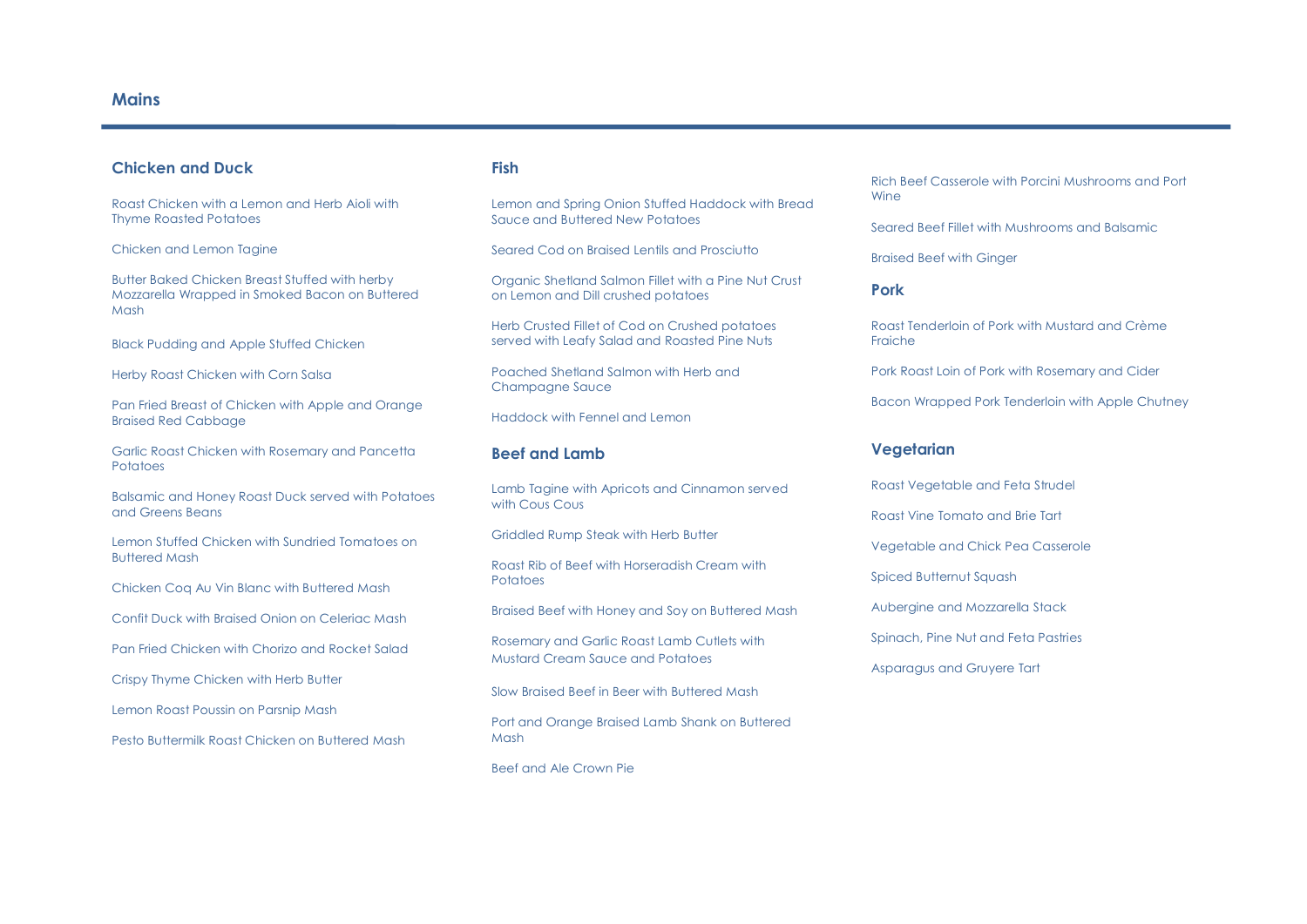# Mains

## Chicken and Duck

Roast Chicken with a Lemon and Herb Aioli with Thyme Roasted Potatoes

Chicken and Lemon Tagine

Butter Baked Chicken Breast Stuffed with herby Mozzarella Wrapped in Smoked Bacon on Buttered Mash

Black Pudding and Apple Stuffed Chicken

Herby Roast Chicken with Corn Salsa

Pan Fried Breast of Chicken with Apple and Orange Braised Red Cabbage

Garlic Roast Chicken with Rosemary and Pancetta Potatoes

Balsamic and Honey Roast Duck served with Potatoes and Greens Beans

Lemon Stuffed Chicken with Sundried Tomatoes on Buttered Mash

Chicken Coq Au Vin Blanc with Buttered Mash

Confit Duck with Braised Onion on Celeriac Mash

Pan Fried Chicken with Chorizo and Rocket Salad

Crispy Thyme Chicken with Herb Butter

Lemon Roast Poussin on Parsnip Mash

Pesto Buttermilk Roast Chicken on Buttered Mash

## Fish

Lemon and Spring Onion Stuffed Haddock with Bread Sauce and Buttered New Potatoes

Seared Cod on Braised Lentils and Prosciutto

Organic Shetland Salmon Fillet with a Pine Nut Crust on Lemon and Dill crushed potatoes

Herb Crusted Fillet of Cod on Crushed potatoes served with Leafy Salad and Roasted Pine Nuts

Poached Shetland Salmon with Herb and Champagne Sauce

Haddock with Fennel and Lemon

## Beef and Lamb

Lamb Tagine with Apricots and Cinnamon served with Cous Cous

Griddled Rump Steak with Herb Butter

Roast Rib of Beef with Horseradish Cream with Potatoes

Braised Beef with Honey and Soy on Buttered Mash

Rosemary and Garlic Roast Lamb Cutlets with Mustard Cream Sauce and Potatoes

Slow Braised Beef in Beer with Buttered Mash

Port and Orange Braised Lamb Shank on Buttered Mash

Beef and Ale Crown Pie

Rich Beef Casserole with Porcini Mushrooms and Port Wine

Seared Beef Fillet with Mushrooms and Balsamic

Braised Beef with Ginger

## Pork

Roast Tenderloin of Pork with Mustard and Crème Fraiche

Pork Roast Loin of Pork with Rosemary and Cider

Bacon Wrapped Pork Tenderloin with Apple Chutney

## Vegetarian

Roast Vegetable and Feta Strudel

Roast Vine Tomato and Brie Tart

Vegetable and Chick Pea Casserole

Spiced Butternut Squash

Aubergine and Mozzarella Stack

Spinach, Pine Nut and Feta Pastries

Asparagus and Gruyere Tart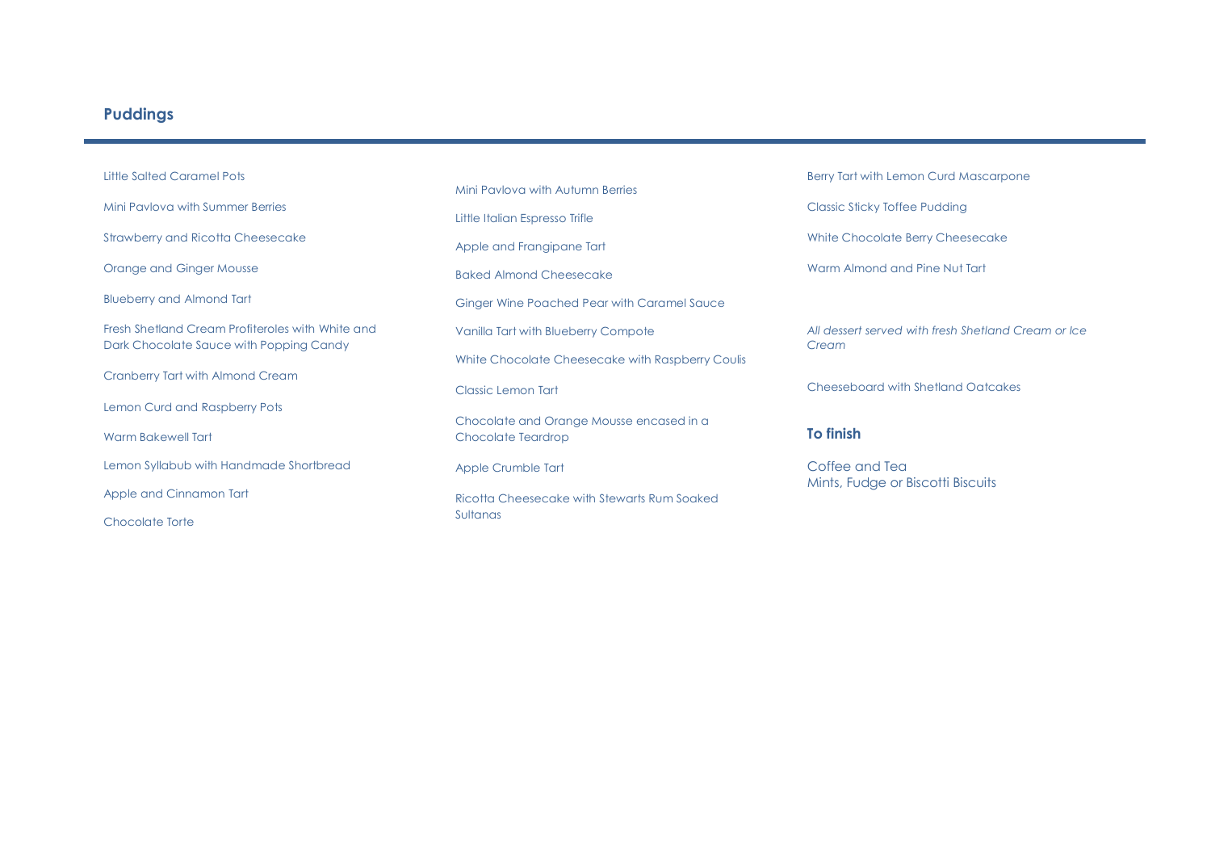## Puddings

Little Salted Caramel Pots

Mini Pavlova with Summer Berries

Strawberry and Ricotta Cheesecake

Orange and Ginger Mousse

Blueberry and Almond Tart

Fresh Shetland Cream Profiteroles with White and Dark Chocolate Sauce with Popping Candy

Cranberry Tart with Almond Cream

Lemon Curd and Raspberry Pots

Warm Bakewell Tart

Lemon Syllabub with Handmade Shortbread

Apple and Cinnamon Tart

Chocolate Torte

Mini Pavlova with Autumn Berries

Little Italian Espresso Trifle

Apple and Frangipane Tart

Baked Almond Cheesecake

Ginger Wine Poached Pear with Caramel Sauce

Vanilla Tart with Blueberry Compote

White Chocolate Cheesecake with Raspberry Coulis

Classic Lemon Tart

Chocolate and Orange Mousse encased in a Chocolate Teardrop

Apple Crumble Tart

Ricotta Cheesecake with Stewarts Rum Soaked Sultanas

Berry Tart with Lemon Curd Mascarpone

Classic Sticky Toffee Pudding

White Chocolate Berry Cheesecake

Warm Almond and Pine Nut Tart

*All dessert served with fresh Shetland Cream or Ice Cream*

Cheeseboard with Shetland Oatcakes

## To finish

Coffee and Tea
Mints, Fudge or Biscotti Biscuits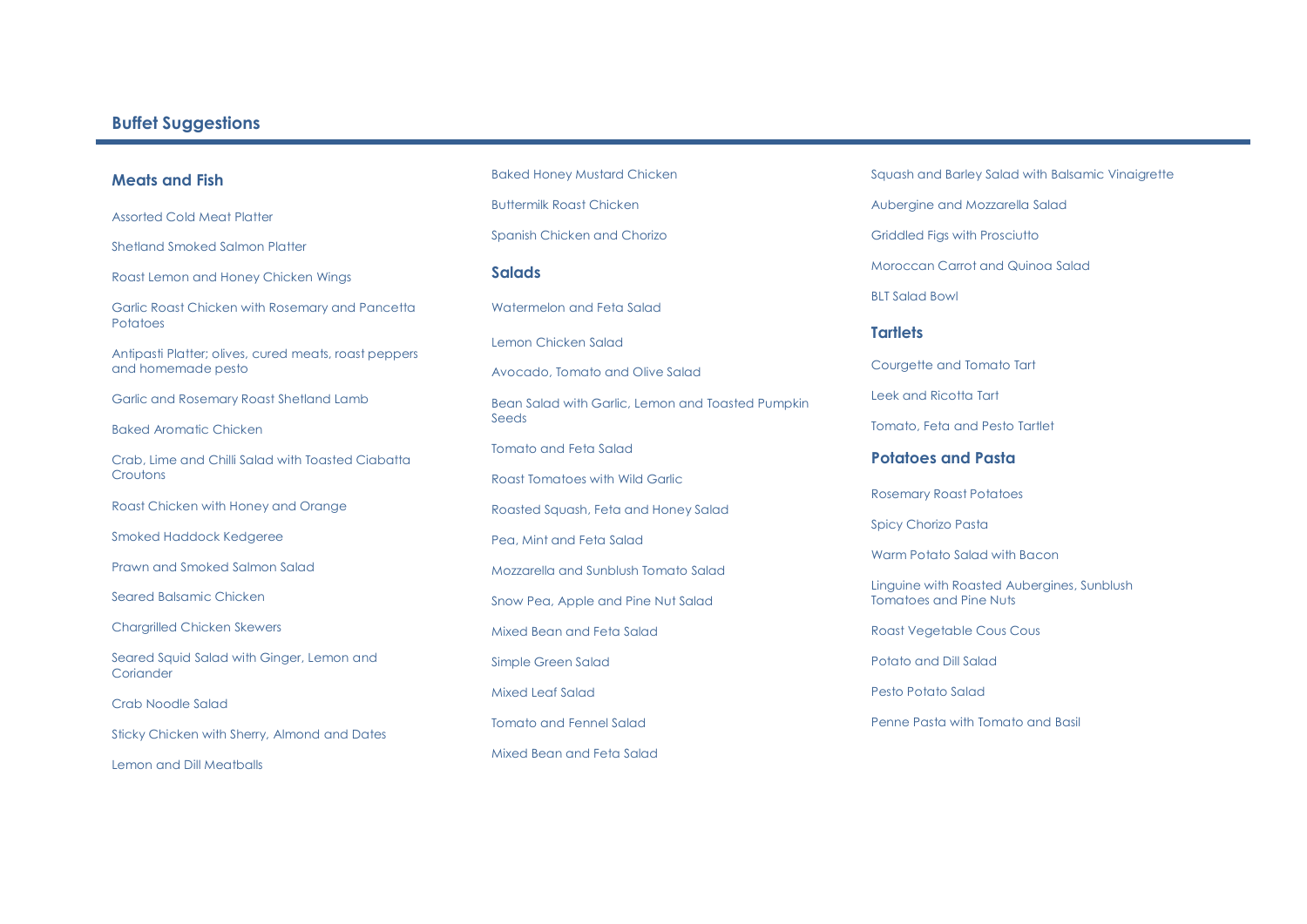## Buffet Suggestions

### Meats and Fish

Assorted Cold Meat Platter

Shetland Smoked Salmon Platter

Roast Lemon and Honey Chicken Wings

Garlic Roast Chicken with Rosemary and Pancetta Potatoes

Antipasti Platter; olives, cured meats, roast peppers and homemade pesto

Garlic and Rosemary Roast Shetland Lamb

Baked Aromatic Chicken

Crab, Lime and Chilli Salad with Toasted Ciabatta Croutons

Roast Chicken with Honey and Orange

Smoked Haddock Kedgeree

Prawn and Smoked Salmon Salad

Seared Balsamic Chicken

Chargrilled Chicken Skewers

Seared Squid Salad with Ginger, Lemon and Coriander

Crab Noodle Salad

Sticky Chicken with Sherry, Almond and Dates

Lemon and Dill Meatballs

Baked Honey Mustard Chicken

Buttermilk Roast Chicken

Spanish Chicken and Chorizo

### Salads

Watermelon and Feta Salad

Lemon Chicken Salad

Avocado, Tomato and Olive Salad

Bean Salad with Garlic, Lemon and Toasted Pumpkin Seeds

Tomato and Feta Salad

Roast Tomatoes with Wild Garlic

Roasted Squash, Feta and Honey Salad

Pea, Mint and Feta Salad

Mozzarella and Sunblush Tomato Salad

Snow Pea, Apple and Pine Nut Salad

Mixed Bean and Feta Salad

Simple Green Salad

Mixed Leaf Salad

Tomato and Fennel Salad

Mixed Bean and Feta Salad

Squash and Barley Salad with Balsamic Vinaigrette

Aubergine and Mozzarella Salad

Griddled Figs with Prosciutto

Moroccan Carrot and Quinoa Salad

BLT Salad Bowl

### Tartlets

Courgette and Tomato Tart

Leek and Ricotta Tart

Tomato, Feta and Pesto Tartlet

### Potatoes and Pasta

Rosemary Roast Potatoes

Spicy Chorizo Pasta

Warm Potato Salad with Bacon

Linguine with Roasted Aubergines, Sunblush Tomatoes and Pine Nuts

Roast Vegetable Cous Cous

Potato and Dill Salad

Pesto Potato Salad

Penne Pasta with Tomato and Basil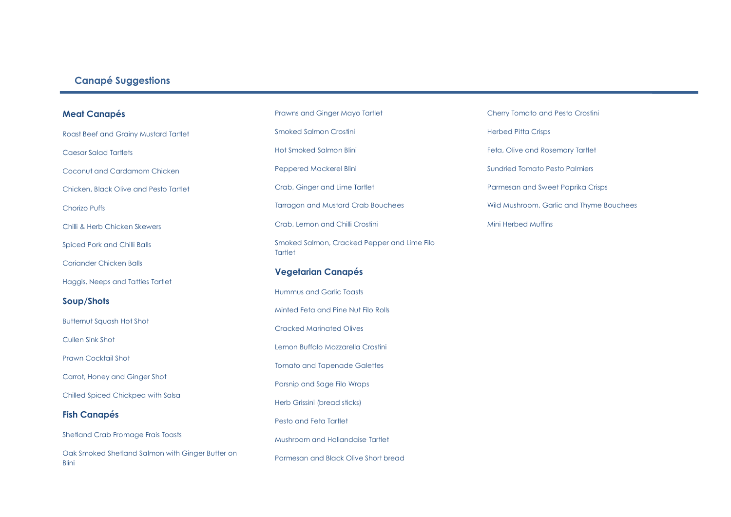## Canapé Suggestions

### Meat Canapés

Roast Beef and Grainy Mustard Tartlet

Caesar Salad Tartlets

Coconut and Cardamom Chicken

Chicken, Black Olive and Pesto Tartlet

Chorizo Puffs

Chilli & Herb Chicken Skewers

Spiced Pork and Chilli Balls

Coriander Chicken Balls

Haggis, Neeps and Tatties Tartlet

### Soup/Shots

Butternut Squash Hot Shot

Cullen Sink Shot

Prawn Cocktail Shot

Carrot, Honey and Ginger Shot

Chilled Spiced Chickpea with Salsa

### Fish Canapés

Shetland Crab Fromage Frais Toasts

Oak Smoked Shetland Salmon with Ginger Butter on Blini

Prawns and Ginger Mayo Tartlet

Smoked Salmon Crostini

Hot Smoked Salmon Blini

Peppered Mackerel Blini

Crab, Ginger and Lime Tartlet

Tarragon and Mustard Crab Bouchees

Crab, Lemon and Chilli Crostini

Smoked Salmon, Cracked Pepper and Lime Filo Tartlet

### Vegetarian Canapés

Hummus and Garlic Toasts

Minted Feta and Pine Nut Filo Rolls

Cracked Marinated Olives

Lemon Buffalo Mozzarella Crostini

Tomato and Tapenade Galettes

Parsnip and Sage Filo Wraps

Herb Grissini (bread sticks)

Pesto and Feta Tartlet

Mushroom and Hollandaise Tartlet

Parmesan and Black Olive Short bread

Cherry Tomato and Pesto Crostini

Herbed Pitta Crisps

Feta, Olive and Rosemary Tartlet

Sundried Tomato Pesto Palmiers

Parmesan and Sweet Paprika Crisps

Wild Mushroom, Garlic and Thyme Bouchees

Mini Herbed Muffins